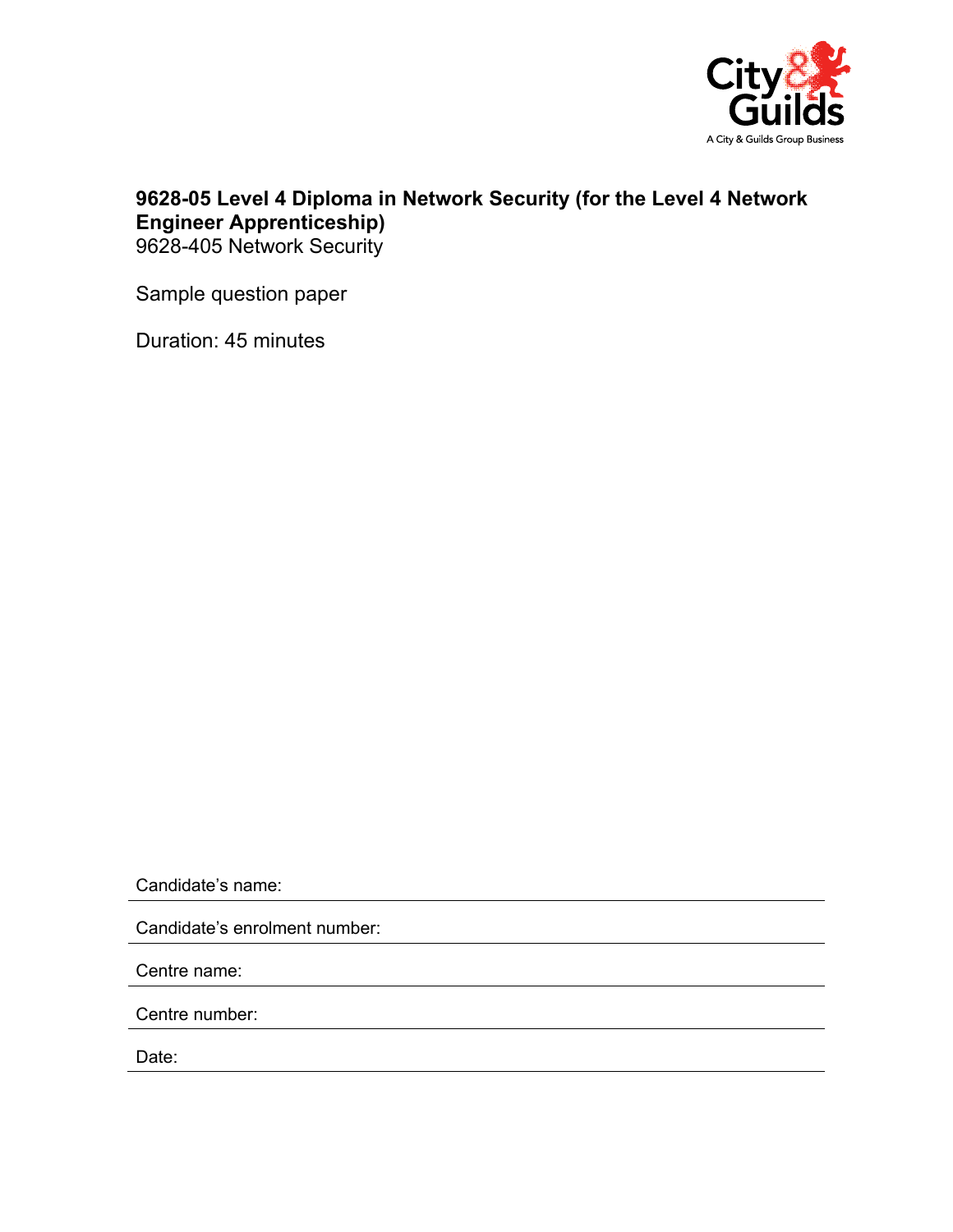**9628-05 Level 4 Diploma in Network Security (for the Level 4 Network Engineer Apprenticeship)**
9628-405 Network Security

Sample question paper

Duration: 45 minutes

Candidate's name:

Candidate's enrolment number:

Centre name:

Centre number:

Date: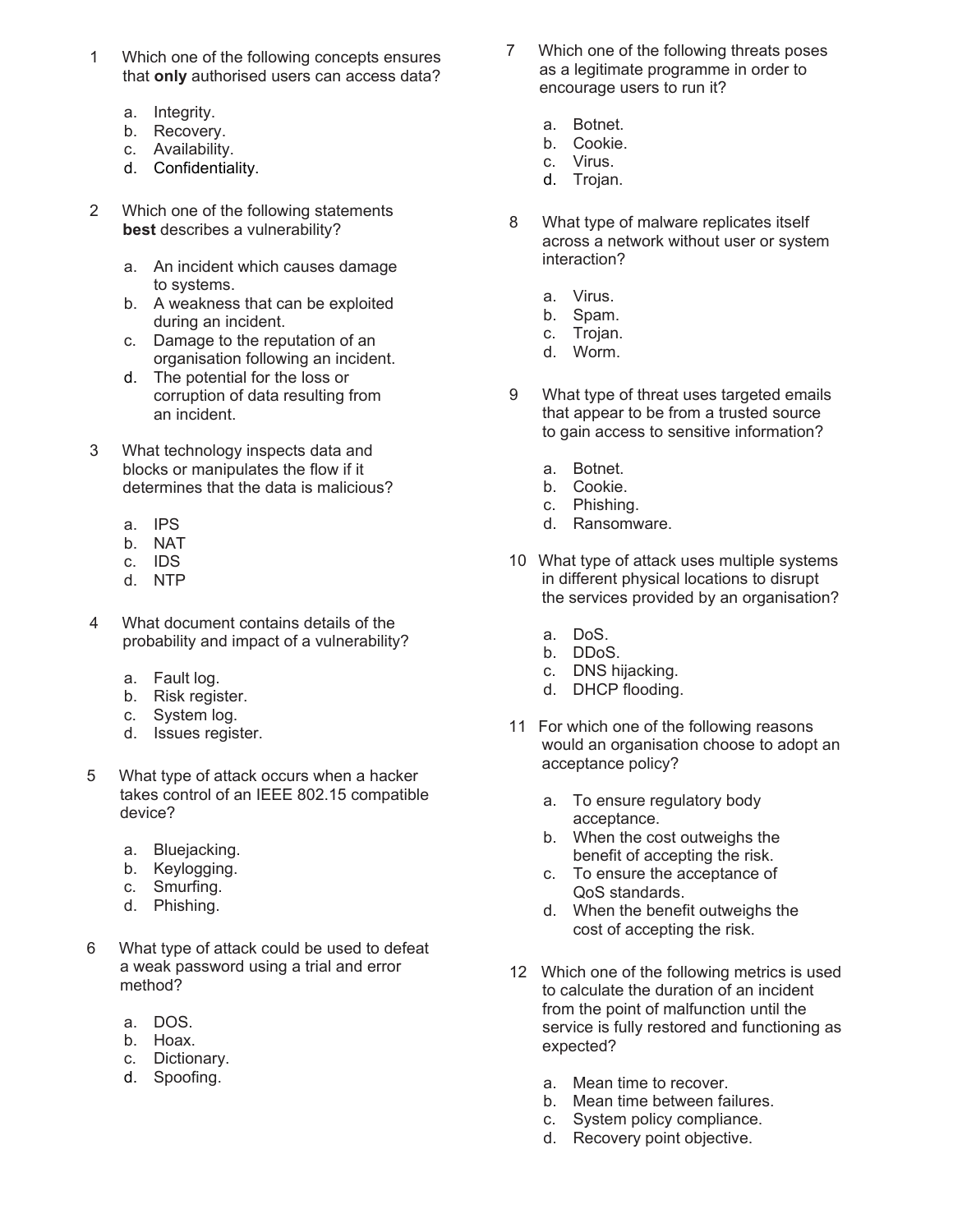1. Which one of the following concepts ensures that **only** authorised users can access data?

   a. Integrity.
   b. Recovery.
   c. Availability.
   d. Confidentiality.

2. Which one of the following statements **best** describes a vulnerability?

   a. An incident which causes damage to systems.
   b. A weakness that can be exploited during an incident.
   c. Damage to the reputation of an organisation following an incident.
   d. The potential for the loss or corruption of data resulting from an incident.

3. What technology inspects data and blocks or manipulates the flow if it determines that the data is malicious?

   a. IPS
   b. NAT
   c. IDS
   d. NTP

4. What document contains details of the probability and impact of a vulnerability?

   a. Fault log.
   b. Risk register.
   c. System log.
   d. Issues register.

5. What type of attack occurs when a hacker takes control of an IEEE 802.15 compatible device?

   a. Bluejacking.
   b. Keylogging.
   c. Smurfing.
   d. Phishing.

6. What type of attack could be used to defeat a weak password using a trial and error method?

   a. DOS.
   b. Hoax.
   c. Dictionary.
   d. Spoofing.

7. Which one of the following threats poses as a legitimate programme in order to encourage users to run it?

   a. Botnet.
   b. Cookie.
   c. Virus.
   d. Trojan.

8. What type of malware replicates itself across a network without user or system interaction?

   a. Virus.
   b. Spam.
   c. Trojan.
   d. Worm.

9. What type of threat uses targeted emails that appear to be from a trusted source to gain access to sensitive information?

   a. Botnet.
   b. Cookie.
   c. Phishing.
   d. Ransomware.

10. What type of attack uses multiple systems in different physical locations to disrupt the services provided by an organisation?

    a. DoS.
    b. DDoS.
    c. DNS hijacking.
    d. DHCP flooding.

11. For which one of the following reasons would an organisation choose to adopt an acceptance policy?

    a. To ensure regulatory body acceptance.
    b. When the cost outweighs the benefit of accepting the risk.
    c. To ensure the acceptance of QoS standards.
    d. When the benefit outweighs the cost of accepting the risk.

12. Which one of the following metrics is used to calculate the duration of an incident from the point of malfunction until the service is fully restored and functioning as expected?

    a. Mean time to recover.
    b. Mean time between failures.
    c. System policy compliance.
    d. Recovery point objective.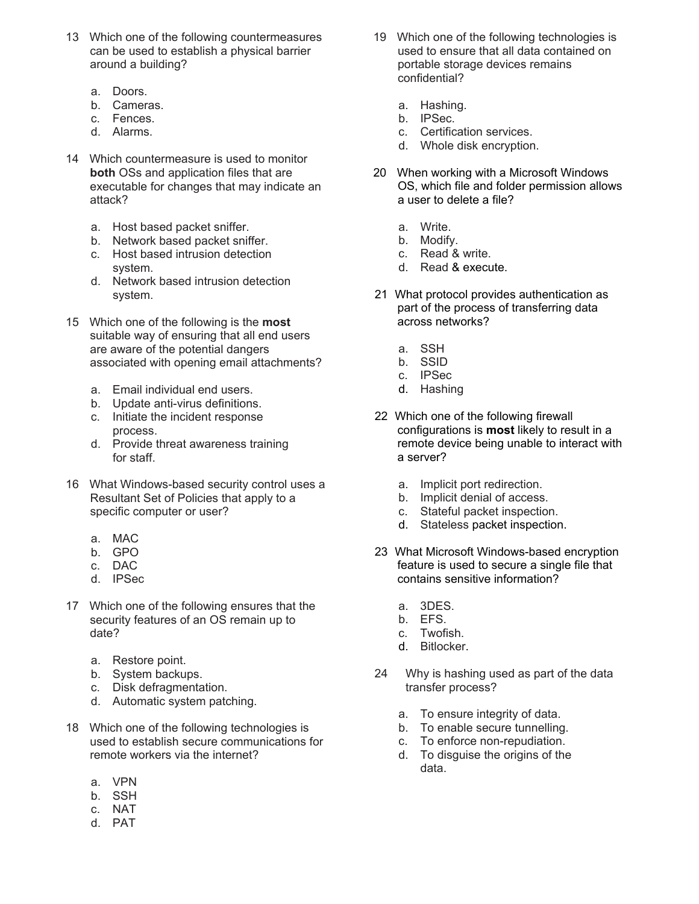13 Which one of the following countermeasures can be used to establish a physical barrier around a building?

a. Doors.
b. Cameras.
c. Fences.
d. Alarms.

14 Which countermeasure is used to monitor **both** OSs and application files that are executable for changes that may indicate an attack?

a. Host based packet sniffer.
b. Network based packet sniffer.
c. Host based intrusion detection system.
d. Network based intrusion detection system.

15 Which one of the following is the **most** suitable way of ensuring that all end users are aware of the potential dangers associated with opening email attachments?

a. Email individual end users.
b. Update anti-virus definitions.
c. Initiate the incident response process.
d. Provide threat awareness training for staff.

16 What Windows-based security control uses a Resultant Set of Policies that apply to a specific computer or user?

a. MAC
b. GPO
c. DAC
d. IPSec

17 Which one of the following ensures that the security features of an OS remain up to date?

a. Restore point.
b. System backups.
c. Disk defragmentation.
d. Automatic system patching.

18 Which one of the following technologies is used to establish secure communications for remote workers via the internet?

a. VPN
b. SSH
c. NAT
d. PAT

19 Which one of the following technologies is used to ensure that all data contained on portable storage devices remains confidential?

a. Hashing.
b. IPSec.
c. Certification services.
d. Whole disk encryption.

20 When working with a Microsoft Windows OS, which file and folder permission allows a user to delete a file?

a. Write.
b. Modify.
c. Read & write.
d. Read & execute.

21 What protocol provides authentication as part of the process of transferring data across networks?

a. SSH
b. SSID
c. IPSec
d. Hashing

22 Which one of the following firewall configurations is **most** likely to result in a remote device being unable to interact with a server?

a. Implicit port redirection.
b. Implicit denial of access.
c. Stateful packet inspection.
d. Stateless packet inspection.

23 What Microsoft Windows-based encryption feature is used to secure a single file that contains sensitive information?

a. 3DES.
b. EFS.
c. Twofish.
d. Bitlocker.

24 Why is hashing used as part of the data transfer process?

a. To ensure integrity of data.
b. To enable secure tunnelling.
c. To enforce non-repudiation.
d. To disguise the origins of the data.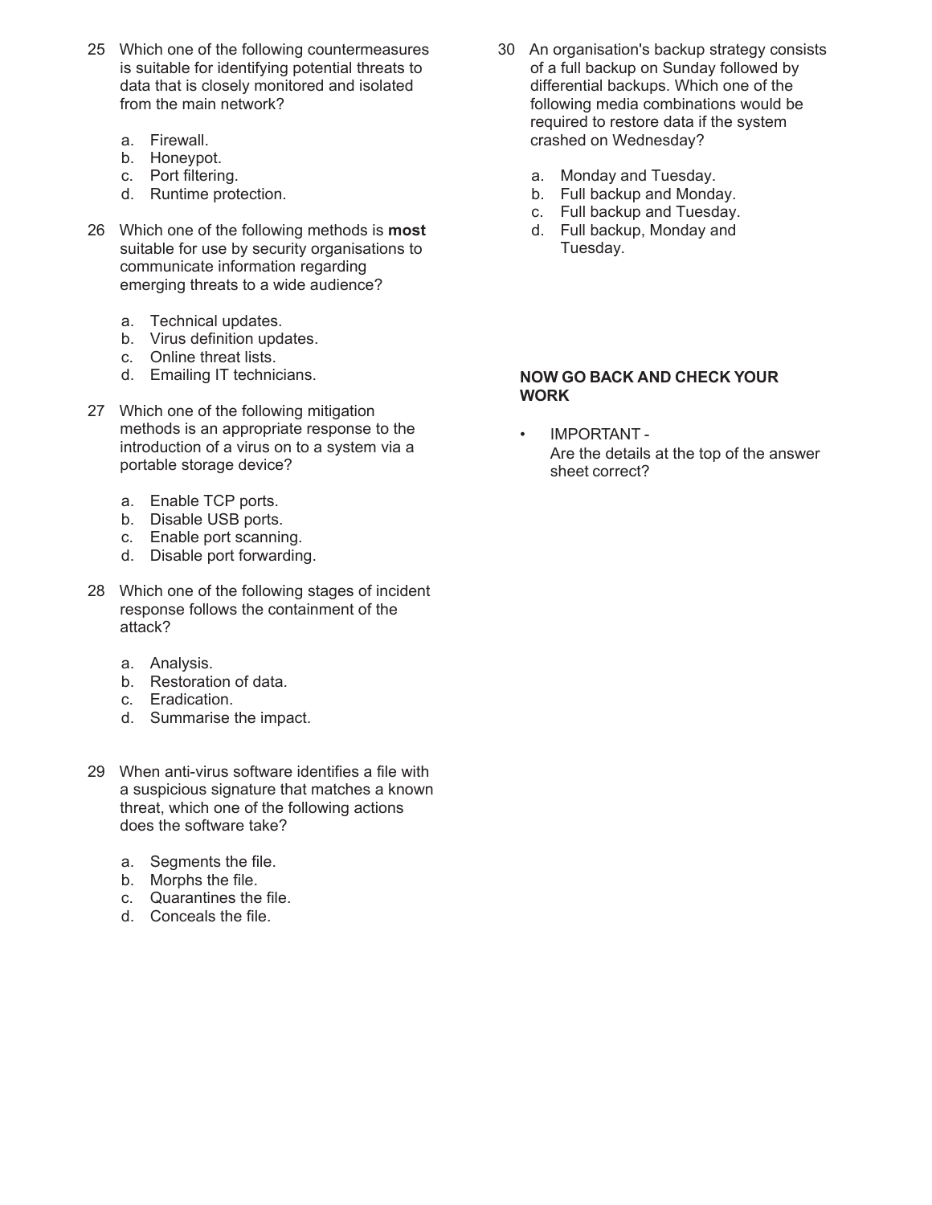25 Which one of the following countermeasures is suitable for identifying potential threats to data that is closely monitored and isolated from the main network?

   a. Firewall.
   b. Honeypot.
   c. Port filtering.
   d. Runtime protection.

26 Which one of the following methods is **most** suitable for use by security organisations to communicate information regarding emerging threats to a wide audience?

   a. Technical updates.
   b. Virus definition updates.
   c. Online threat lists.
   d. Emailing IT technicians.

27 Which one of the following mitigation methods is an appropriate response to the introduction of a virus on to a system via a portable storage device?

   a. Enable TCP ports.
   b. Disable USB ports.
   c. Enable port scanning.
   d. Disable port forwarding.

28 Which one of the following stages of incident response follows the containment of the attack?

   a. Analysis.
   b. Restoration of data.
   c. Eradication.
   d. Summarise the impact.

29 When anti-virus software identifies a file with a suspicious signature that matches a known threat, which one of the following actions does the software take?

   a. Segments the file.
   b. Morphs the file.
   c. Quarantines the file.
   d. Conceals the file.

30 An organisation's backup strategy consists of a full backup on Sunday followed by differential backups. Which one of the following media combinations would be required to restore data if the system crashed on Wednesday?

   a. Monday and Tuesday.
   b. Full backup and Monday.
   c. Full backup and Tuesday.
   d. Full backup, Monday and Tuesday.

**NOW GO BACK AND CHECK YOUR WORK**

- IMPORTANT -
  Are the details at the top of the answer sheet correct?